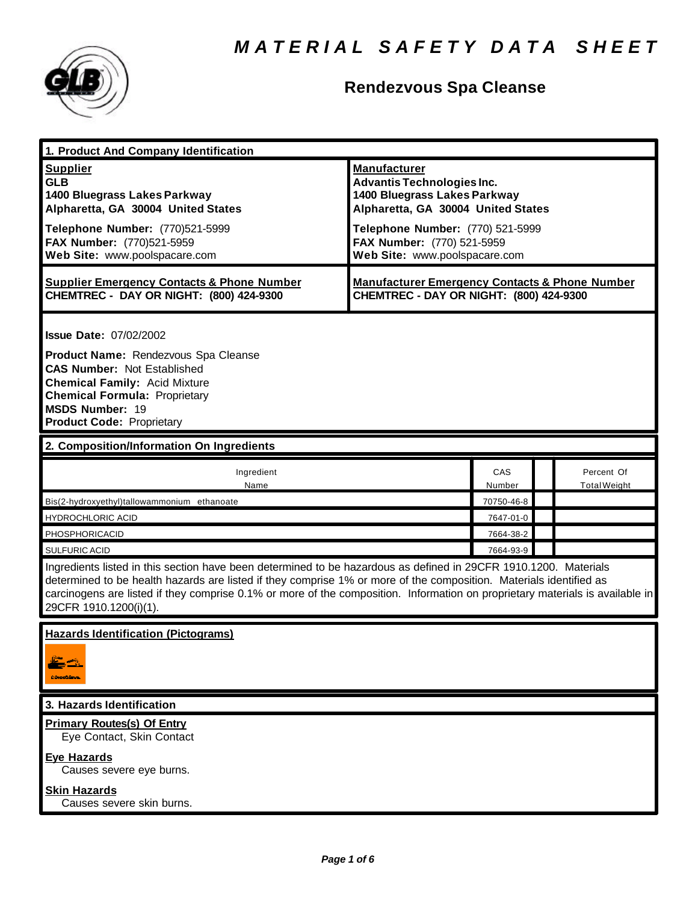# MATERIAL SAFETY DATA SHEET

## Rendezvous Spa Cleanse

### 1. Product And Company Identification

| **Supplier** | **Manufacturer** |
|---|---|
| **GLB**<br>**1400 Bluegrass Lakes Parkway**<br>**Alpharetta, GA 30004 United States** | **Advantis Technologies Inc.**<br>**1400 Bluegrass Lakes Parkway**<br>**Alpharetta, GA 30004 United States** |
| **Telephone Number:** (770)521-5999<br>**FAX Number:** (770)521-5959<br>**Web Site:** www.poolspacare.com | **Telephone Number:** (770) 521-5999<br>**FAX Number:** (770) 521-5959<br>**Web Site:** www.poolspacare.com |
| **Supplier Emergency Contacts & Phone Number**<br>**CHEMTREC - DAY OR NIGHT: (800) 424-9300** | **Manufacturer Emergency Contacts & Phone Number**<br>**CHEMTREC - DAY OR NIGHT: (800) 424-9300** |

**Issue Date:** 07/02/2002

**Product Name:** Rendezvous Spa Cleanse
**CAS Number:** Not Established
**Chemical Family:** Acid Mixture
**Chemical Formula:** Proprietary
**MSDS Number:** 19
**Product Code:** Proprietary

### 2. Composition/Information On Ingredients

| Ingredient Name | CAS Number | | Percent Of Total Weight |
|---|---|---|---|
| Bis(2-hydroxyethyl)tallowammonium ethanoate | 70750-46-8 | | |
| HYDROCHLORIC ACID | 7647-01-0 | | |
| PHOSPHORICACID | 7664-38-2 | | |
| SULFURIC ACID | 7664-93-9 | | |

Ingredients listed in this section have been determined to be hazardous as defined in 29CFR 1910.1200. Materials determined to be health hazards are listed if they comprise 1% or more of the composition. Materials identified as carcinogens are listed if they comprise 0.1% or more of the composition. Information on proprietary materials is available in 29CFR 1910.1200(i)(1).

**Hazards Identification (Pictograms)**

### 3. Hazards Identification

**Primary Routes(s) Of Entry**
Eye Contact, Skin Contact

**Eye Hazards**
Causes severe eye burns.

**Skin Hazards**
Causes severe skin burns.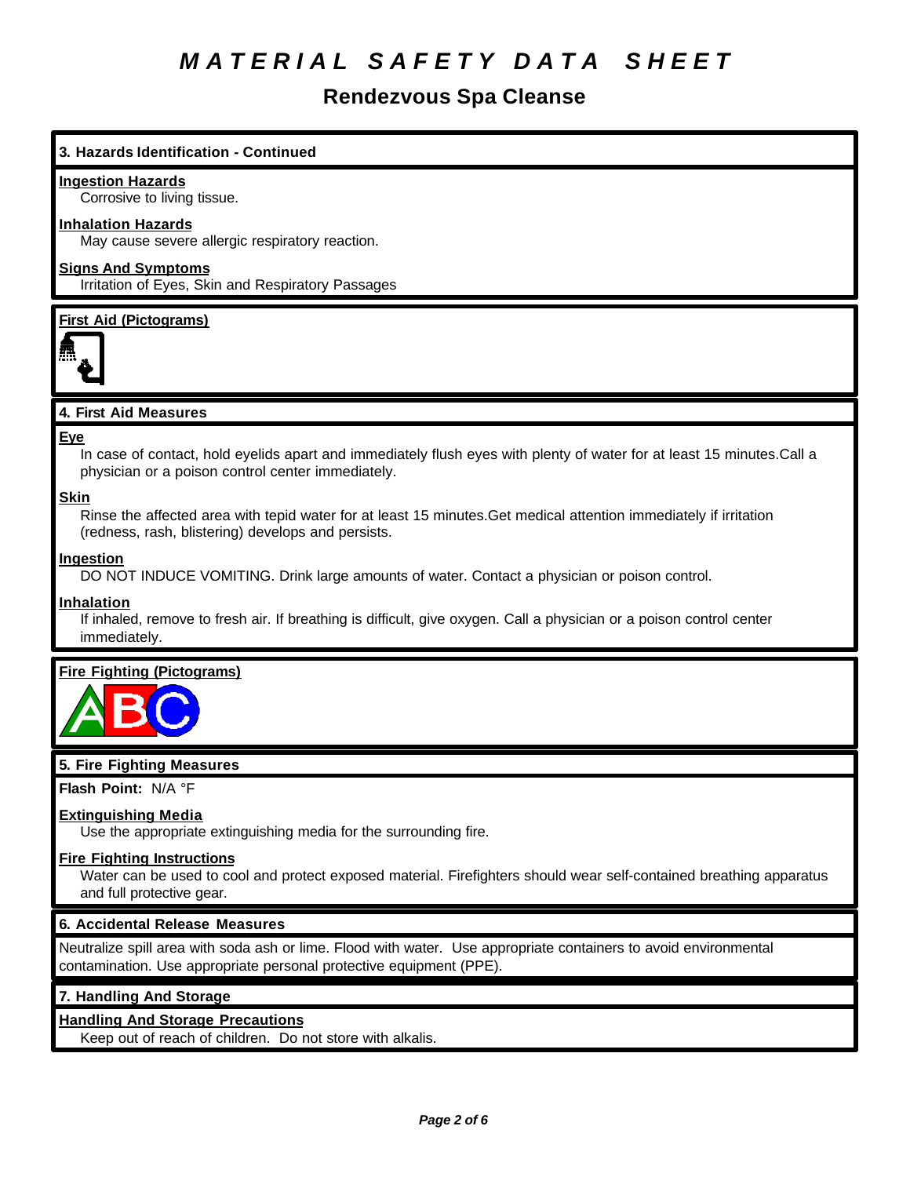# MATERIAL SAFETY DATA SHEET

## Rendezvous Spa Cleanse

### 3. Hazards Identification - Continued

**Ingestion Hazards**

Corrosive to living tissue.

**Inhalation Hazards**

May cause severe allergic respiratory reaction.

**Signs And Symptoms**

Irritation of Eyes, Skin and Respiratory Passages

**First Aid (Pictograms)**

### 4. First Aid Measures

**Eye**

In case of contact, hold eyelids apart and immediately flush eyes with plenty of water for at least 15 minutes.Call a physician or a poison control center immediately.

**Skin**

Rinse the affected area with tepid water for at least 15 minutes.Get medical attention immediately if irritation (redness, rash, blistering) develops and persists.

**Ingestion**

DO NOT INDUCE VOMITING. Drink large amounts of water. Contact a physician or poison control.

**Inhalation**

If inhaled, remove to fresh air. If breathing is difficult, give oxygen. Call a physician or a poison control center immediately.

**Fire Fighting (Pictograms)**

### 5. Fire Fighting Measures

**Flash Point:** N/A °F

**Extinguishing Media**

Use the appropriate extinguishing media for the surrounding fire.

**Fire Fighting Instructions**

Water can be used to cool and protect exposed material. Firefighters should wear self-contained breathing apparatus and full protective gear.

### 6. Accidental Release Measures

Neutralize spill area with soda ash or lime. Flood with water. Use appropriate containers to avoid environmental contamination. Use appropriate personal protective equipment (PPE).

### 7. Handling And Storage

**Handling And Storage Precautions**

Keep out of reach of children. Do not store with alkalis.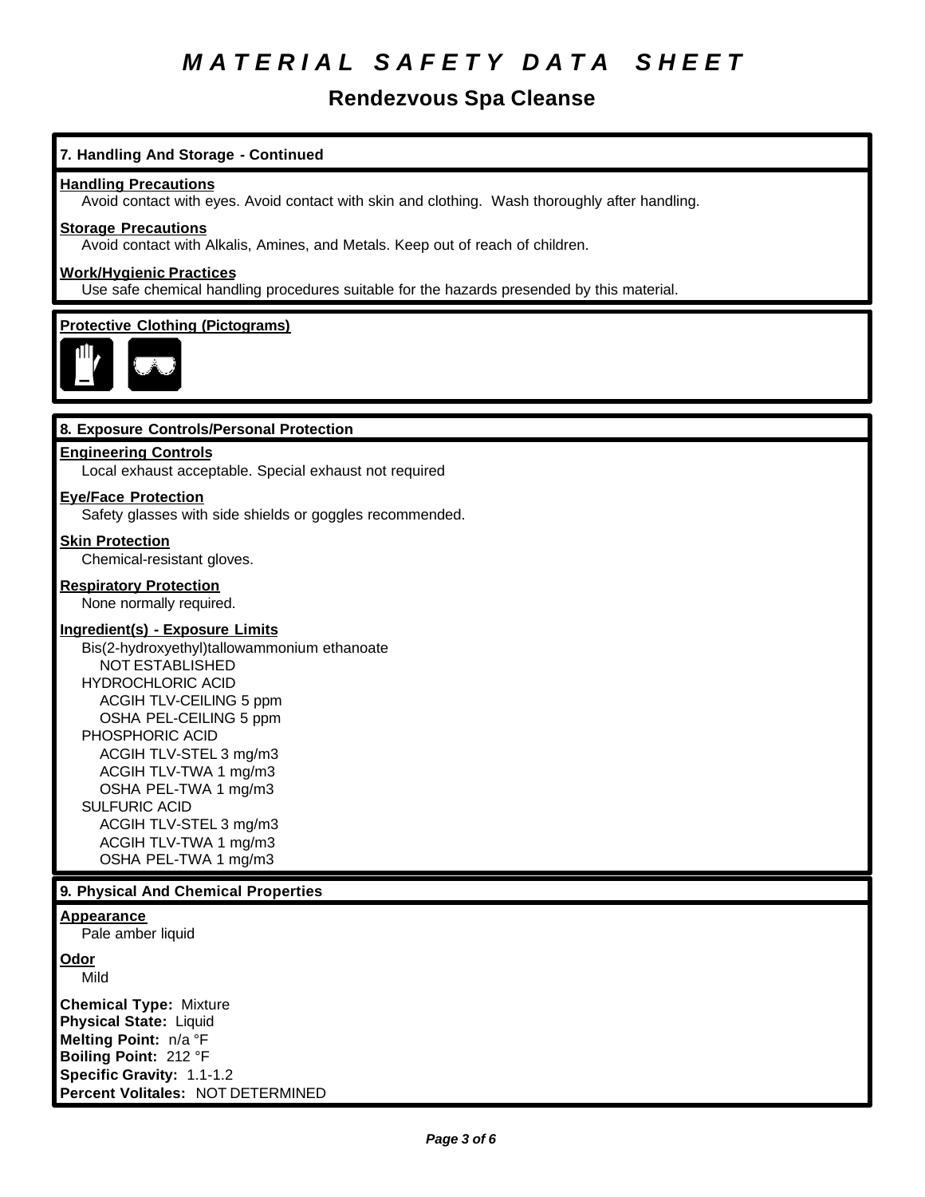# MATERIAL SAFETY DATA SHEET

## Rendezvous Spa Cleanse

### 7. Handling And Storage - Continued

**Handling Precautions**
Avoid contact with eyes. Avoid contact with skin and clothing. Wash thoroughly after handling.

**Storage Precautions**
Avoid contact with Alkalis, Amines, and Metals. Keep out of reach of children.

**Work/Hygienic Practices**
Use safe chemical handling procedures suitable for the hazards presended by this material.

**Protective Clothing (Pictograms)**

### 8. Exposure Controls/Personal Protection

**Engineering Controls**
Local exhaust acceptable. Special exhaust not required

**Eye/Face Protection**
Safety glasses with side shields or goggles recommended.

**Skin Protection**
Chemical-resistant gloves.

**Respiratory Protection**
None normally required.

**Ingredient(s) - Exposure Limits**

Bis(2-hydroxyethyl)tallowammonium ethanoate
- NOT ESTABLISHED

HYDROCHLORIC ACID
- ACGIH TLV-CEILING 5 ppm
- OSHA PEL-CEILING 5 ppm

PHOSPHORIC ACID
- ACGIH TLV-STEL 3 mg/m3
- ACGIH TLV-TWA 1 mg/m3
- OSHA PEL-TWA 1 mg/m3

SULFURIC ACID
- ACGIH TLV-STEL 3 mg/m3
- ACGIH TLV-TWA 1 mg/m3
- OSHA PEL-TWA 1 mg/m3

### 9. Physical And Chemical Properties

**Appearance**
Pale amber liquid

**Odor**
Mild

**Chemical Type:** Mixture
**Physical State:** Liquid
**Melting Point:** n/a °F
**Boiling Point:** 212 °F
**Specific Gravity:** 1.1-1.2
**Percent Volitales:** NOT DETERMINED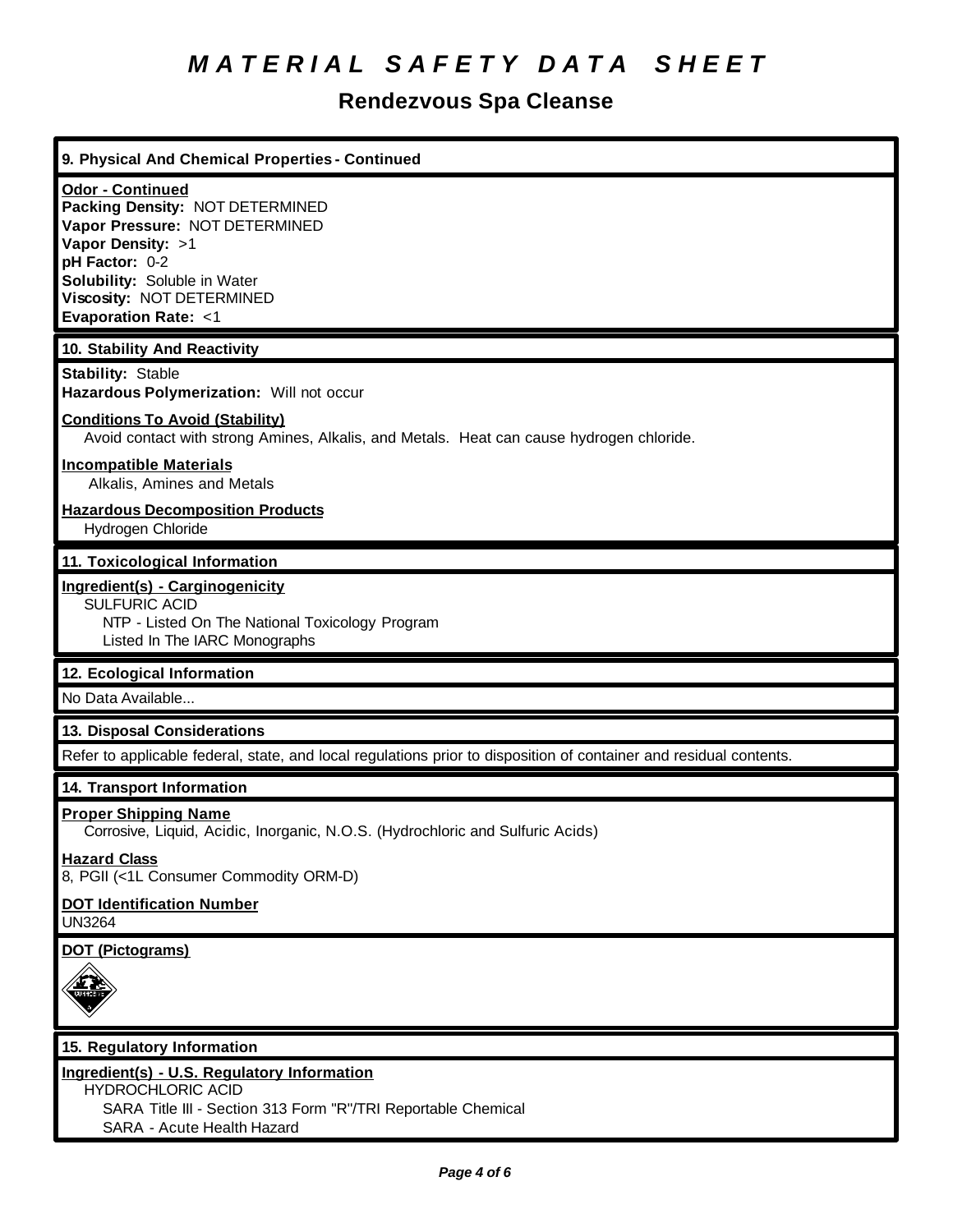# *MATERIAL SAFETY DATA SHEET*

## Rendezvous Spa Cleanse

### 9. Physical And Chemical Properties - Continued

**Odor - Continued**

**Packing Density:** NOT DETERMINED
**Vapor Pressure:** NOT DETERMINED
**Vapor Density:** >1
**pH Factor:** 0-2
**Solubility:** Soluble in Water
**Viscosity:** NOT DETERMINED
**Evaporation Rate:** <1

### 10. Stability And Reactivity

**Stability:** Stable
**Hazardous Polymerization:** Will not occur

**Conditions To Avoid (Stability)**

Avoid contact with strong Amines, Alkalis, and Metals. Heat can cause hydrogen chloride.

**Incompatible Materials**

Alkalis, Amines and Metals

**Hazardous Decomposition Products**

Hydrogen Chloride

### 11. Toxicological Information

**Ingredient(s) - Carginogenicity**

SULFURIC ACID
NTP - Listed On The National Toxicology Program
Listed In The IARC Monographs

### 12. Ecological Information

No Data Available...

### 13. Disposal Considerations

Refer to applicable federal, state, and local regulations prior to disposition of container and residual contents.

### 14. Transport Information

**Proper Shipping Name**

Corrosive, Liquid, Acidic, Inorganic, N.O.S. (Hydrochloric and Sulfuric Acids)

**Hazard Class**

8, PGII (<1L Consumer Commodity ORM-D)

**DOT Identification Number**

UN3264

**DOT (Pictograms)**

### 15. Regulatory Information

**Ingredient(s) - U.S. Regulatory Information**

HYDROCHLORIC ACID
SARA Title III - Section 313 Form "R"/TRI Reportable Chemical
SARA - Acute Health Hazard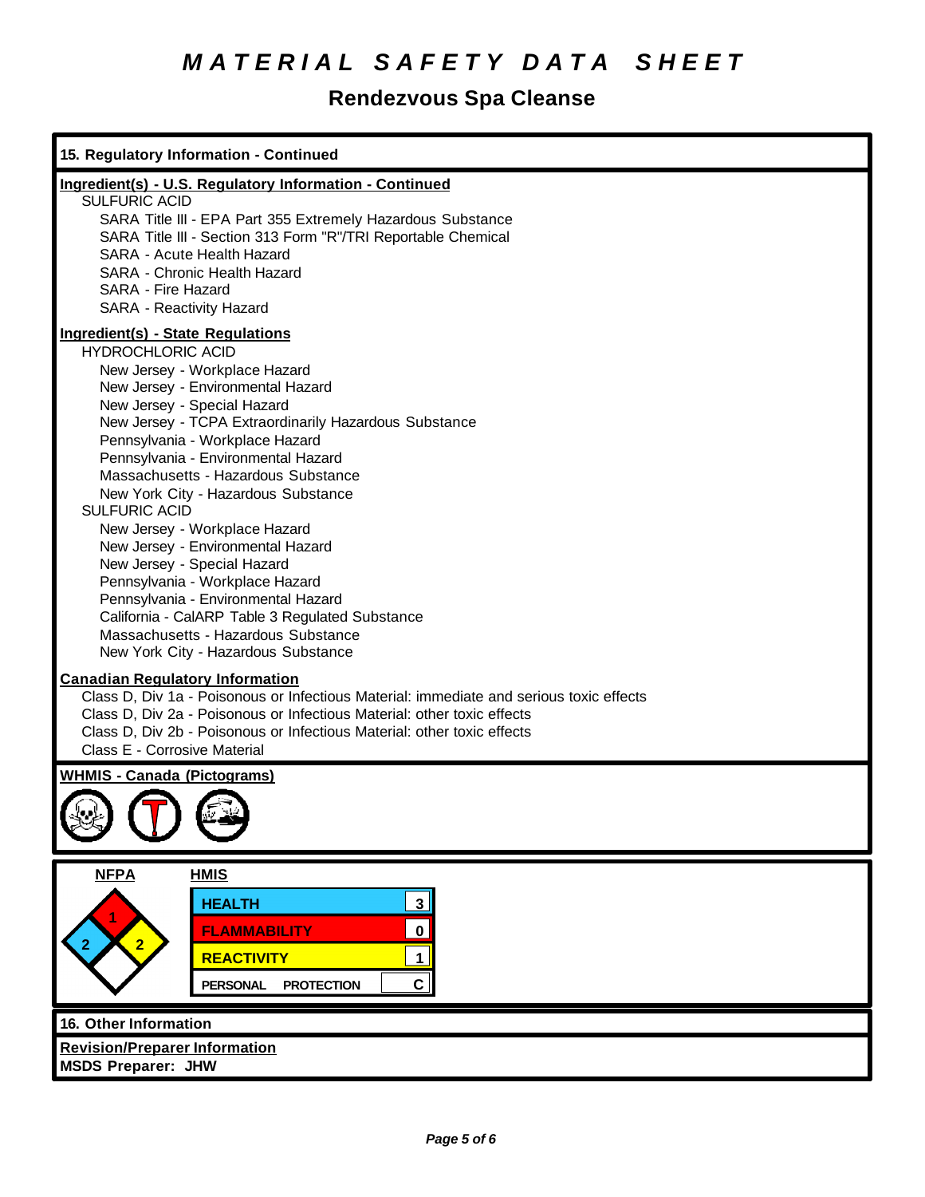# MATERIAL SAFETY DATA SHEET

## Rendezvous Spa Cleanse

### 15. Regulatory Information - Continued

**Ingredient(s) - U.S. Regulatory Information - Continued**

SULFURIC ACID

- SARA Title III - EPA Part 355 Extremely Hazardous Substance
- SARA Title III - Section 313 Form "R"/TRI Reportable Chemical
- SARA - Acute Health Hazard
- SARA - Chronic Health Hazard
- SARA - Fire Hazard
- SARA - Reactivity Hazard

**Ingredient(s) - State Regulations**

HYDROCHLORIC ACID

- New Jersey - Workplace Hazard
- New Jersey - Environmental Hazard
- New Jersey - Special Hazard
- New Jersey - TCPA Extraordinarily Hazardous Substance
- Pennsylvania - Workplace Hazard
- Pennsylvania - Environmental Hazard
- Massachusetts - Hazardous Substance
- New York City - Hazardous Substance

SULFURIC ACID

- New Jersey - Workplace Hazard
- New Jersey - Environmental Hazard
- New Jersey - Special Hazard
- Pennsylvania - Workplace Hazard
- Pennsylvania - Environmental Hazard
- California - CalARP Table 3 Regulated Substance
- Massachusetts - Hazardous Substance
- New York City - Hazardous Substance

**Canadian Regulatory Information**

- Class D, Div 1a - Poisonous or Infectious Material: immediate and serious toxic effects
- Class D, Div 2a - Poisonous or Infectious Material: other toxic effects
- Class D, Div 2b - Poisonous or Infectious Material: other toxic effects
- Class E - Corrosive Material

**WHMIS - Canada (Pictograms)**

**NFPA**

| Health | Flammability | Reactivity | Special |
|---|---|---|---|
| 2 | 1 | 2 | |

**HMIS**

| | |
|---|---|
| HEALTH | 3 |
| FLAMMABILITY | 0 |
| REACTIVITY | 1 |
| PERSONAL PROTECTION | C |

### 16. Other Information

**Revision/Preparer Information**

**MSDS Preparer: JHW**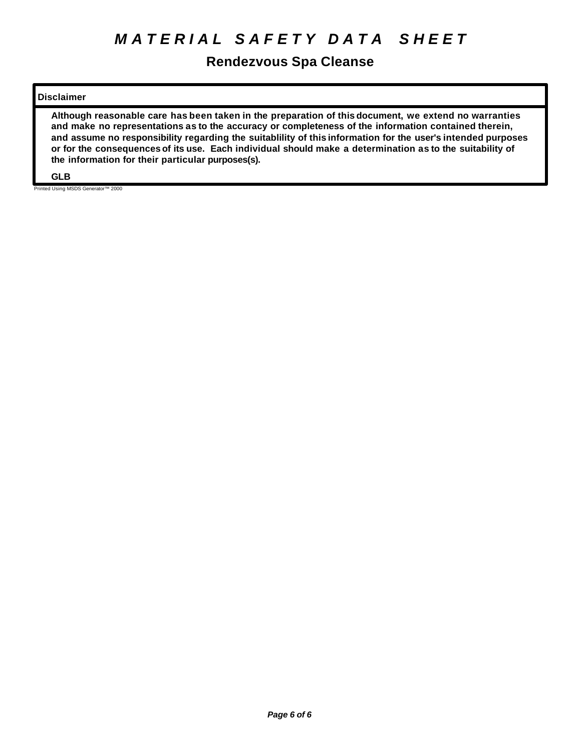# MATERIAL SAFETY DATA SHEET

## Rendezvous Spa Cleanse

### Disclaimer

**Although reasonable care has been taken in the preparation of this document, we extend no warranties and make no representations as to the accuracy or completeness of the information contained therein, and assume no responsibility regarding the suitablility of this information for the user's intended purposes or for the consequences of its use. Each individual should make a determination as to the suitability of the information for their particular purposes(s).**

**GLB**

Printed Using MSDS Generator™ 2000